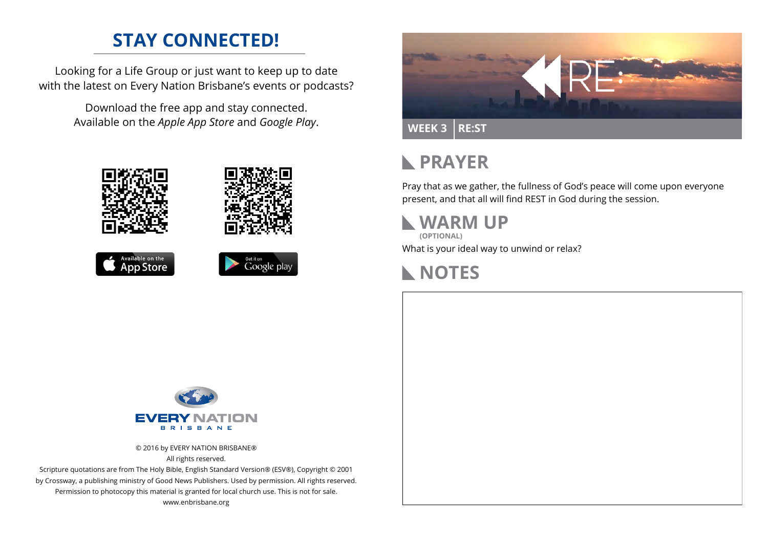## STAY CONNECTED!

Looking for a Life Group or just want to keep up to date with the latest on Every Nation Brisbane's events or podcasts?

Download the free app and stay connected. Available on the *Apple App Store* and *Google Play*.

Available on the App Store

Get it on Google play

EVERY NATION
BRISBANE

© 2016 by EVERY NATION BRISBANE®
All rights reserved.
Scripture quotations are from The Holy Bible, English Standard Version® (ESV®), Copyright © 2001 by Crossway, a publishing ministry of Good News Publishers. Used by permission. All rights reserved.
Permission to photocopy this material is granted for local church use. This is not for sale.
www.enbrisbane.org

RE:

**WEEK 3 | RE:ST**

## PRAYER

Pray that as we gather, the fullness of God's peace will come upon everyone present, and that all will find REST in God during the session.

## WARM UP

**(OPTIONAL)**

What is your ideal way to unwind or relax?

## NOTES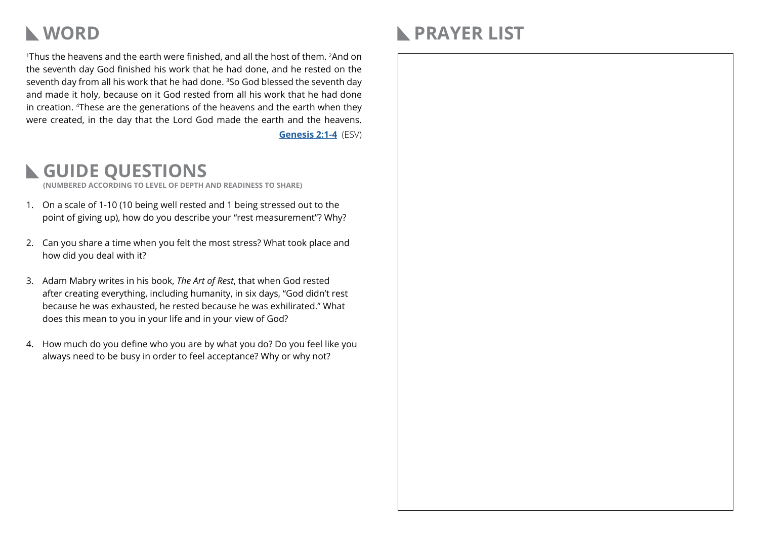## WORD

[1]Thus the heavens and the earth were finished, and all the host of them. [2]And on the seventh day God finished his work that he had done, and he rested on the seventh day from all his work that he had done. [3]So God blessed the seventh day and made it holy, because on it God rested from all his work that he had done in creation. [4]These are the generations of the heavens and the earth when they were created, in the day that the Lord God made the earth and the heavens.

**Genesis 2:1-4** (ESV)

## GUIDE QUESTIONS

**(NUMBERED ACCORDING TO LEVEL OF DEPTH AND READINESS TO SHARE)**

1. On a scale of 1-10 (10 being well rested and 1 being stressed out to the point of giving up), how do you describe your "rest measurement"? Why?

2. Can you share a time when you felt the most stress? What took place and how did you deal with it?

3. Adam Mabry writes in his book, *The Art of Rest*, that when God rested after creating everything, including humanity, in six days, "God didn't rest because he was exhausted, he rested because he was exhilirated." What does this mean to you in your life and in your view of God?

4. How much do you define who you are by what you do? Do you feel like you always need to be busy in order to feel acceptance? Why or why not?

## PRAYER LIST